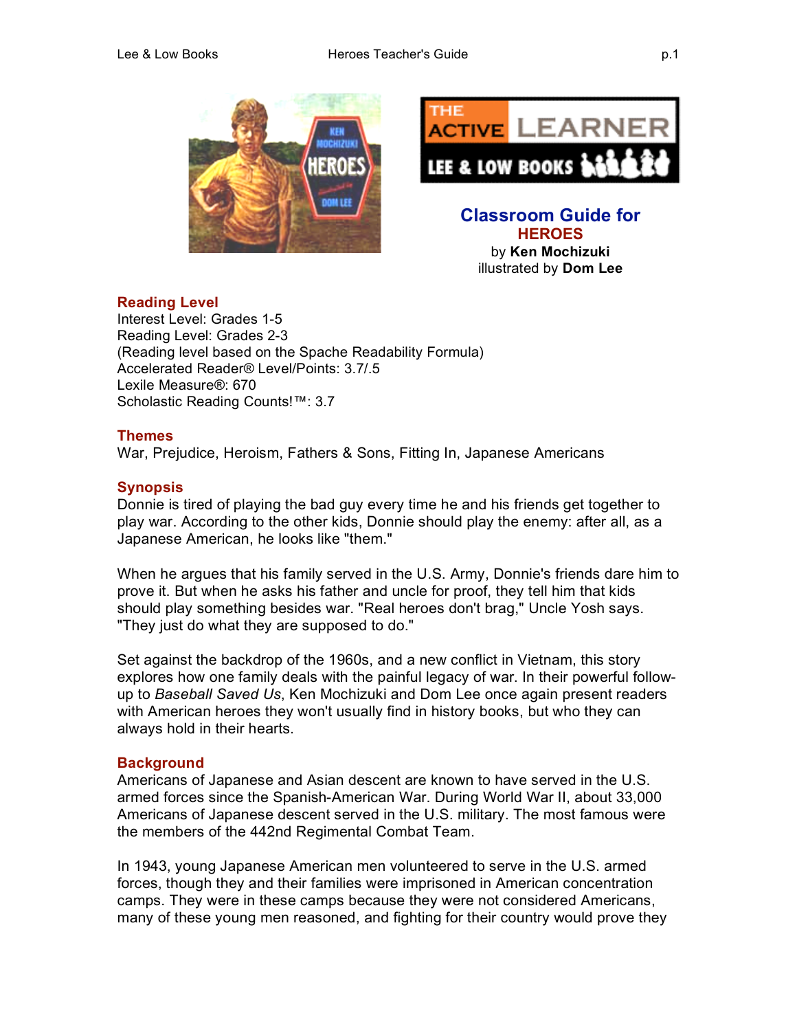# Classroom Guide for HEROES

by **Ken Mochizuki**
illustrated by **Dom Lee**

## Reading Level

Interest Level: Grades 1-5
Reading Level: Grades 2-3
(Reading level based on the Spache Readability Formula)
Accelerated Reader® Level/Points: 3.7/.5
Lexile Measure®: 670
Scholastic Reading Counts!™: 3.7

## Themes

War, Prejudice, Heroism, Fathers & Sons, Fitting In, Japanese Americans

## Synopsis

Donnie is tired of playing the bad guy every time he and his friends get together to play war. According to the other kids, Donnie should play the enemy: after all, as a Japanese American, he looks like "them."

When he argues that his family served in the U.S. Army, Donnie's friends dare him to prove it. But when he asks his father and uncle for proof, they tell him that kids should play something besides war. "Real heroes don't brag," Uncle Yosh says. "They just do what they are supposed to do."

Set against the backdrop of the 1960s, and a new conflict in Vietnam, this story explores how one family deals with the painful legacy of war. In their powerful follow-up to *Baseball Saved Us*, Ken Mochizuki and Dom Lee once again present readers with American heroes they won't usually find in history books, but who they can always hold in their hearts.

## Background

Americans of Japanese and Asian descent are known to have served in the U.S. armed forces since the Spanish-American War. During World War II, about 33,000 Americans of Japanese descent served in the U.S. military. The most famous were the members of the 442nd Regimental Combat Team.

In 1943, young Japanese American men volunteered to serve in the U.S. armed forces, though they and their families were imprisoned in American concentration camps. They were in these camps because they were not considered Americans, many of these young men reasoned, and fighting for their country would prove they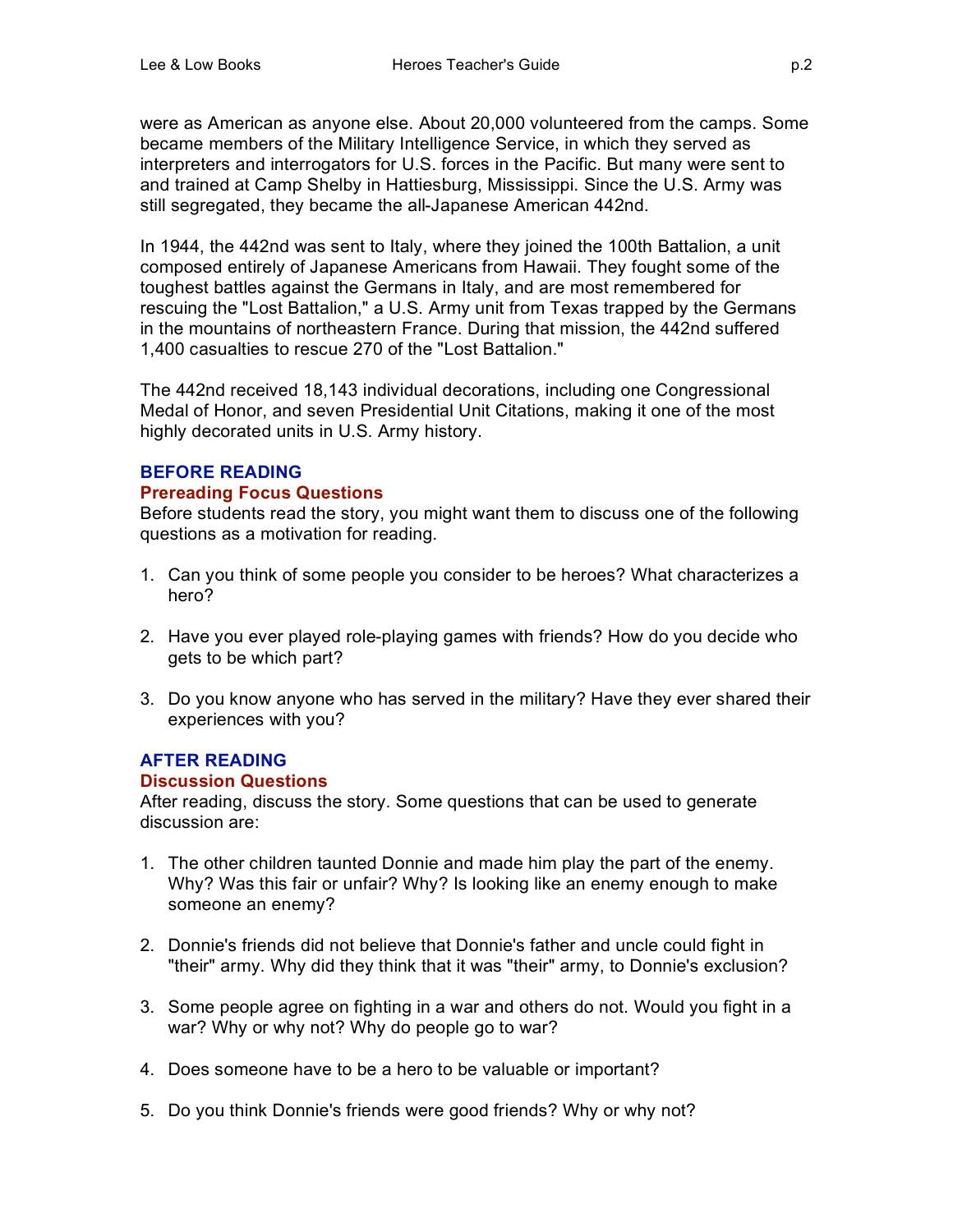were as American as anyone else. About 20,000 volunteered from the camps. Some became members of the Military Intelligence Service, in which they served as interpreters and interrogators for U.S. forces in the Pacific. But many were sent to and trained at Camp Shelby in Hattiesburg, Mississippi. Since the U.S. Army was still segregated, they became the all-Japanese American 442nd.

In 1944, the 442nd was sent to Italy, where they joined the 100th Battalion, a unit composed entirely of Japanese Americans from Hawaii. They fought some of the toughest battles against the Germans in Italy, and are most remembered for rescuing the "Lost Battalion," a U.S. Army unit from Texas trapped by the Germans in the mountains of northeastern France. During that mission, the 442nd suffered 1,400 casualties to rescue 270 of the "Lost Battalion."

The 442nd received 18,143 individual decorations, including one Congressional Medal of Honor, and seven Presidential Unit Citations, making it one of the most highly decorated units in U.S. Army history.

## BEFORE READING

### Prereading Focus Questions

Before students read the story, you might want them to discuss one of the following questions as a motivation for reading.

1. Can you think of some people you consider to be heroes? What characterizes a hero?

2. Have you ever played role-playing games with friends? How do you decide who gets to be which part?

3. Do you know anyone who has served in the military? Have they ever shared their experiences with you?

## AFTER READING

### Discussion Questions

After reading, discuss the story. Some questions that can be used to generate discussion are:

1. The other children taunted Donnie and made him play the part of the enemy. Why? Was this fair or unfair? Why? Is looking like an enemy enough to make someone an enemy?

2. Donnie's friends did not believe that Donnie's father and uncle could fight in "their" army. Why did they think that it was "their" army, to Donnie's exclusion?

3. Some people agree on fighting in a war and others do not. Would you fight in a war? Why or why not? Why do people go to war?

4. Does someone have to be a hero to be valuable or important?

5. Do you think Donnie's friends were good friends? Why or why not?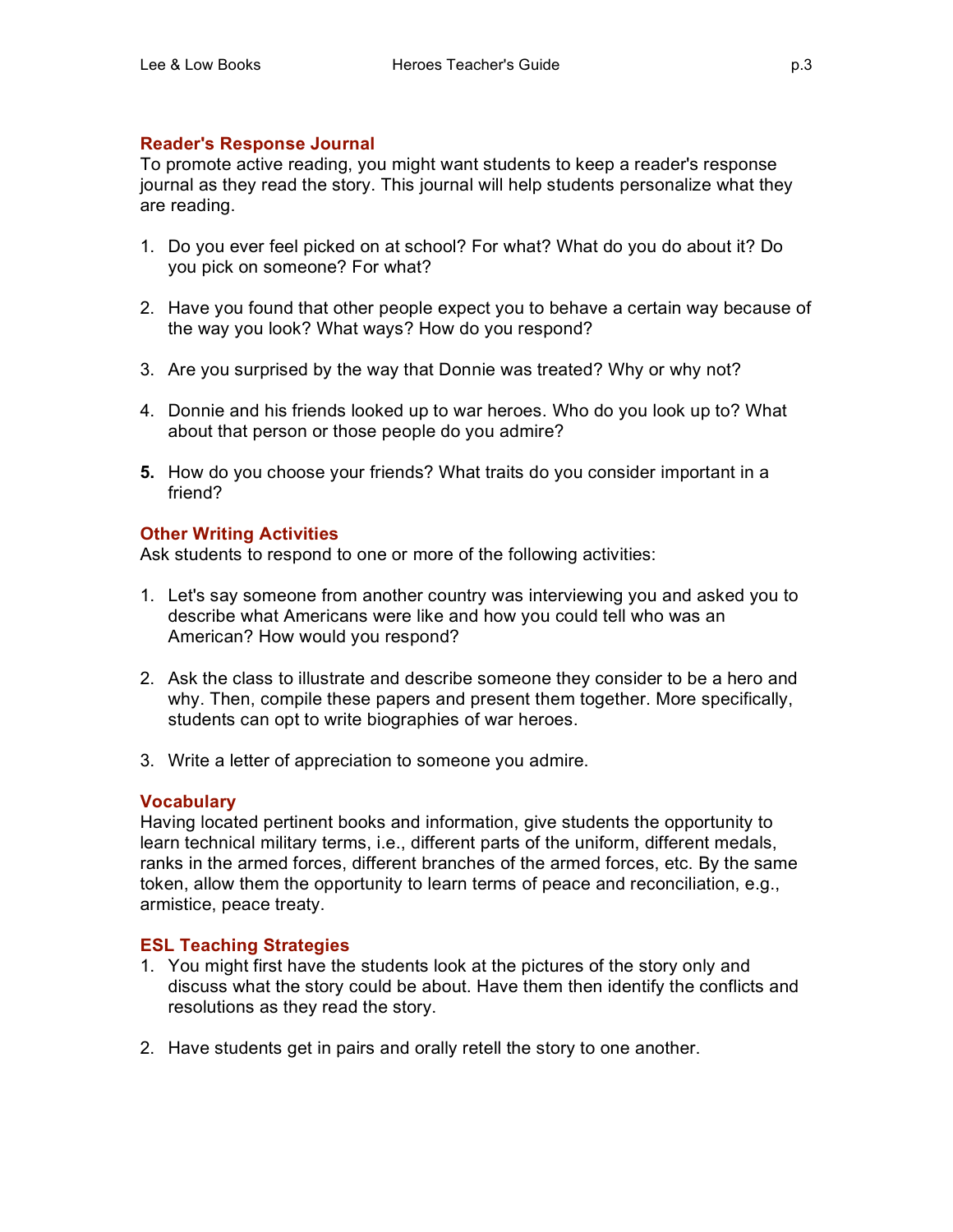## Reader's Response Journal

To promote active reading, you might want students to keep a reader's response journal as they read the story. This journal will help students personalize what they are reading.

1. Do you ever feel picked on at school? For what? What do you do about it? Do you pick on someone? For what?

2. Have you found that other people expect you to behave a certain way because of the way you look? What ways? How do you respond?

3. Are you surprised by the way that Donnie was treated? Why or why not?

4. Donnie and his friends looked up to war heroes. Who do you look up to? What about that person or those people do you admire?

5. How do you choose your friends? What traits do you consider important in a friend?

## Other Writing Activities

Ask students to respond to one or more of the following activities:

1. Let's say someone from another country was interviewing you and asked you to describe what Americans were like and how you could tell who was an American? How would you respond?

2. Ask the class to illustrate and describe someone they consider to be a hero and why. Then, compile these papers and present them together. More specifically, students can opt to write biographies of war heroes.

3. Write a letter of appreciation to someone you admire.

## Vocabulary

Having located pertinent books and information, give students the opportunity to learn technical military terms, i.e., different parts of the uniform, different medals, ranks in the armed forces, different branches of the armed forces, etc. By the same token, allow them the opportunity to learn terms of peace and reconciliation, e.g., armistice, peace treaty.

## ESL Teaching Strategies

1. You might first have the students look at the pictures of the story only and discuss what the story could be about. Have them then identify the conflicts and resolutions as they read the story.

2. Have students get in pairs and orally retell the story to one another.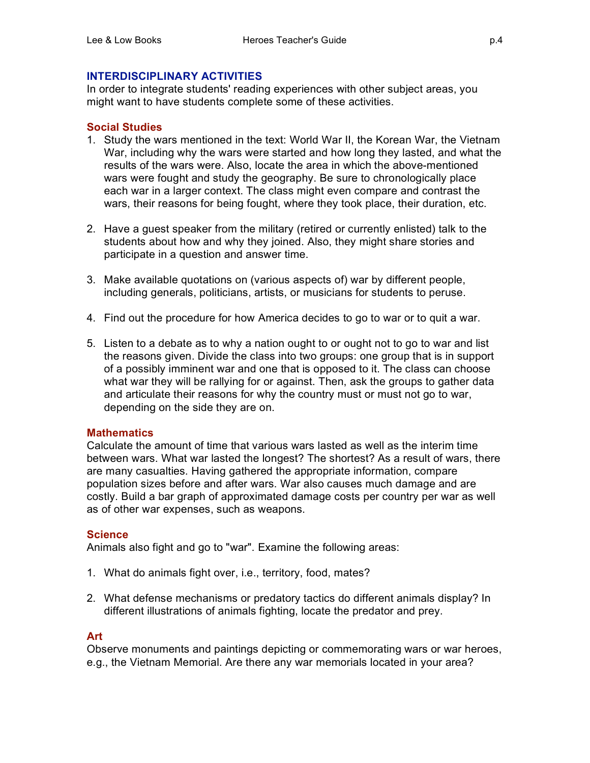## INTERDISCIPLINARY ACTIVITIES

In order to integrate students' reading experiences with other subject areas, you might want to have students complete some of these activities.

### Social Studies

1. Study the wars mentioned in the text: World War II, the Korean War, the Vietnam War, including why the wars were started and how long they lasted, and what the results of the wars were. Also, locate the area in which the above-mentioned wars were fought and study the geography. Be sure to chronologically place each war in a larger context. The class might even compare and contrast the wars, their reasons for being fought, where they took place, their duration, etc.

2. Have a guest speaker from the military (retired or currently enlisted) talk to the students about how and why they joined. Also, they might share stories and participate in a question and answer time.

3. Make available quotations on (various aspects of) war by different people, including generals, politicians, artists, or musicians for students to peruse.

4. Find out the procedure for how America decides to go to war or to quit a war.

5. Listen to a debate as to why a nation ought to or ought not to go to war and list the reasons given. Divide the class into two groups: one group that is in support of a possibly imminent war and one that is opposed to it. The class can choose what war they will be rallying for or against. Then, ask the groups to gather data and articulate their reasons for why the country must or must not go to war, depending on the side they are on.

### Mathematics

Calculate the amount of time that various wars lasted as well as the interim time between wars. What war lasted the longest? The shortest? As a result of wars, there are many casualties. Having gathered the appropriate information, compare population sizes before and after wars. War also causes much damage and are costly. Build a bar graph of approximated damage costs per country per war as well as of other war expenses, such as weapons.

### Science

Animals also fight and go to "war". Examine the following areas:

1. What do animals fight over, i.e., territory, food, mates?

2. What defense mechanisms or predatory tactics do different animals display? In different illustrations of animals fighting, locate the predator and prey.

### Art

Observe monuments and paintings depicting or commemorating wars or war heroes, e.g., the Vietnam Memorial. Are there any war memorials located in your area?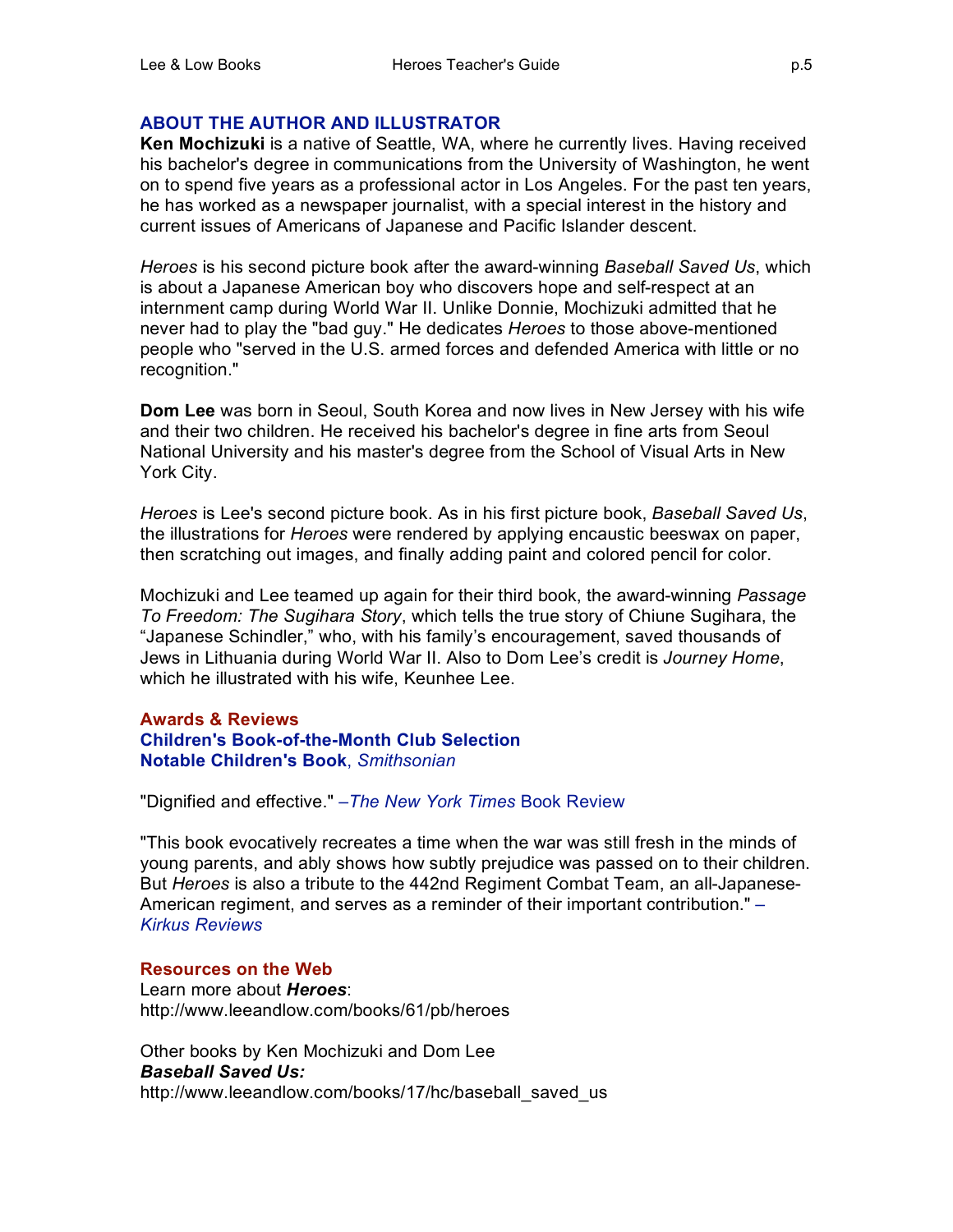## ABOUT THE AUTHOR AND ILLUSTRATOR

**Ken Mochizuki** is a native of Seattle, WA, where he currently lives. Having received his bachelor's degree in communications from the University of Washington, he went on to spend five years as a professional actor in Los Angeles. For the past ten years, he has worked as a newspaper journalist, with a special interest in the history and current issues of Americans of Japanese and Pacific Islander descent.

*Heroes* is his second picture book after the award-winning *Baseball Saved Us*, which is about a Japanese American boy who discovers hope and self-respect at an internment camp during World War II. Unlike Donnie, Mochizuki admitted that he never had to play the "bad guy." He dedicates *Heroes* to those above-mentioned people who "served in the U.S. armed forces and defended America with little or no recognition."

**Dom Lee** was born in Seoul, South Korea and now lives in New Jersey with his wife and their two children. He received his bachelor's degree in fine arts from Seoul National University and his master's degree from the School of Visual Arts in New York City.

*Heroes* is Lee's second picture book. As in his first picture book, *Baseball Saved Us*, the illustrations for *Heroes* were rendered by applying encaustic beeswax on paper, then scratching out images, and finally adding paint and colored pencil for color.

Mochizuki and Lee teamed up again for their third book, the award-winning *Passage To Freedom: The Sugihara Story*, which tells the true story of Chiune Sugihara, the "Japanese Schindler," who, with his family's encouragement, saved thousands of Jews in Lithuania during World War II. Also to Dom Lee's credit is *Journey Home*, which he illustrated with his wife, Keunhee Lee.

### Awards & Reviews

**Children's Book-of-the-Month Club Selection**
**Notable Children's Book**, *Smithsonian*

"Dignified and effective." –*The New York Times* Book Review

"This book evocatively recreates a time when the war was still fresh in the minds of young parents, and ably shows how subtly prejudice was passed on to their children. But *Heroes* is also a tribute to the 442nd Regiment Combat Team, an all-Japanese-American regiment, and serves as a reminder of their important contribution." –*Kirkus Reviews*

### Resources on the Web

Learn more about ***Heroes***:
http://www.leeandlow.com/books/61/pb/heroes

Other books by Ken Mochizuki and Dom Lee
***Baseball Saved Us:***
http://www.leeandlow.com/books/17/hc/baseball_saved_us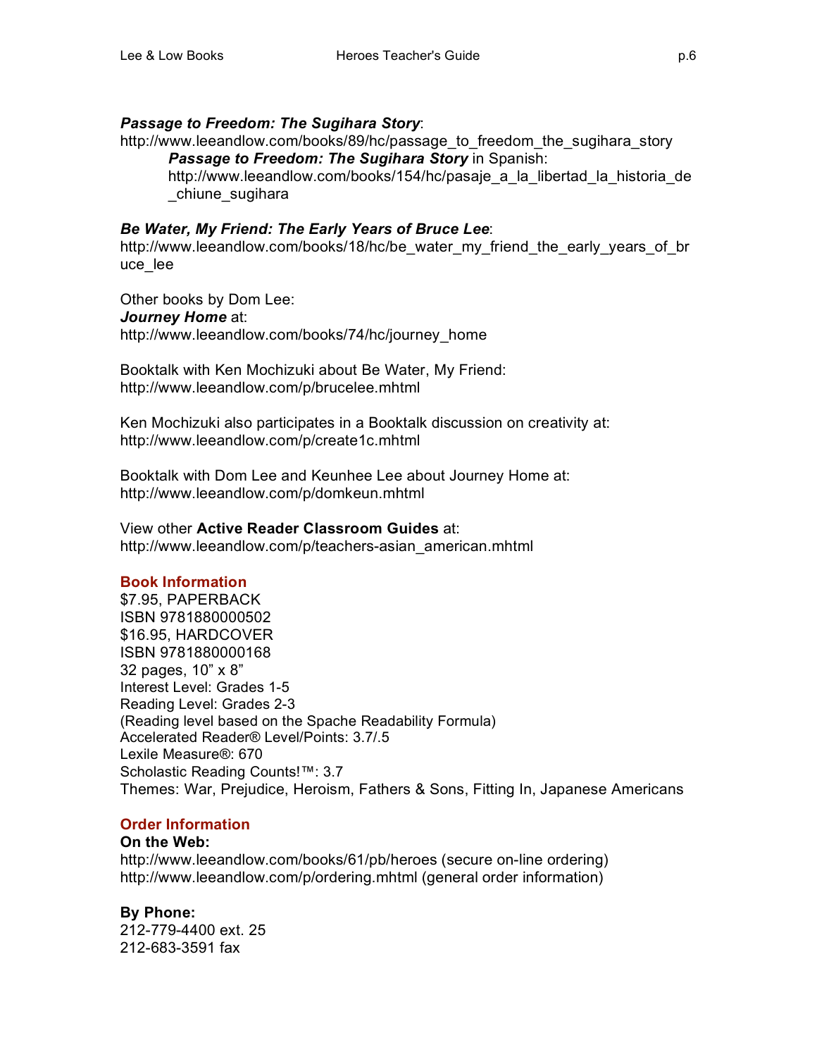***Passage to Freedom: The Sugihara Story***:
http://www.leeandlow.com/books/89/hc/passage_to_freedom_the_sugihara_story

> ***Passage to Freedom: The Sugihara Story*** in Spanish:
> http://www.leeandlow.com/books/154/hc/pasaje_a_la_libertad_la_historia_de_chiune_sugihara

***Be Water, My Friend: The Early Years of Bruce Lee***:
http://www.leeandlow.com/books/18/hc/be_water_my_friend_the_early_years_of_bruce_lee

Other books by Dom Lee:
***Journey Home*** at:
http://www.leeandlow.com/books/74/hc/journey_home

Booktalk with Ken Mochizuki about Be Water, My Friend:
http://www.leeandlow.com/p/brucelee.mhtml

Ken Mochizuki also participates in a Booktalk discussion on creativity at:
http://www.leeandlow.com/p/create1c.mhtml

Booktalk with Dom Lee and Keunhee Lee about Journey Home at:
http://www.leeandlow.com/p/domkeun.mhtml

View other **Active Reader Classroom Guides** at:
http://www.leeandlow.com/p/teachers-asian_american.mhtml

## Book Information

$7.95, PAPERBACK
ISBN 9781880000502
$16.95, HARDCOVER
ISBN 9781880000168
32 pages, 10" x 8"
Interest Level: Grades 1-5
Reading Level: Grades 2-3
(Reading level based on the Spache Readability Formula)
Accelerated Reader® Level/Points: 3.7/.5
Lexile Measure®: 670
Scholastic Reading Counts!™: 3.7
Themes: War, Prejudice, Heroism, Fathers & Sons, Fitting In, Japanese Americans

## Order Information

**On the Web:**
http://www.leeandlow.com/books/61/pb/heroes (secure on-line ordering)
http://www.leeandlow.com/p/ordering.mhtml (general order information)

**By Phone:**
212-779-4400 ext. 25
212-683-3591 fax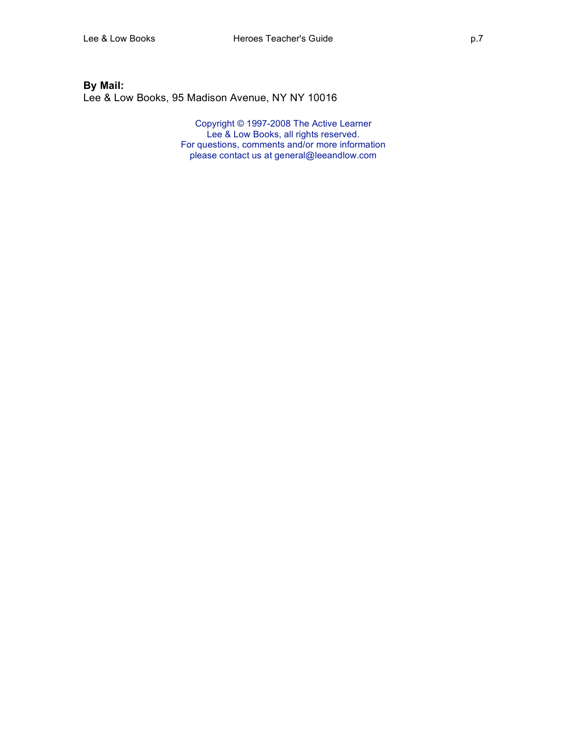**By Mail:**
Lee & Low Books, 95 Madison Avenue, NY NY 10016

Copyright © 1997-2008 The Active Learner
Lee & Low Books, all rights reserved.
For questions, comments and/or more information
please contact us at general@leeandlow.com